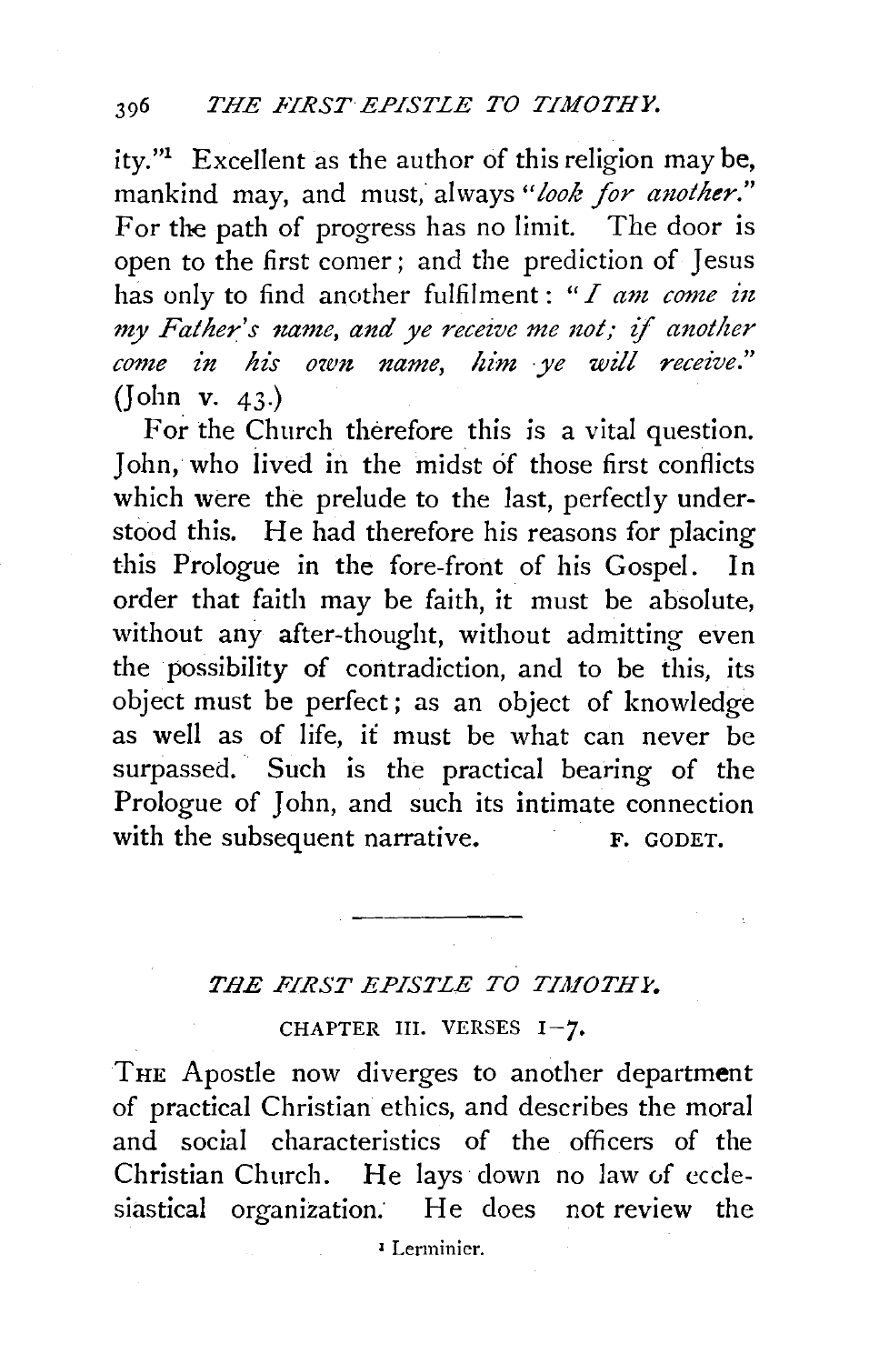ity."[1] Excellent as the author of this religion may be, mankind may, and must, always "*look for another.*" For the path of progress has no limit. The door is open to the first comer; and the prediction of Jesus has only to find another fulfilment: "*I am come in my Father's name, and ye receive me not; if another come in his own name, him ye will receive.*" (John v. 43.)

For the Church therefore this is a vital question. John, who lived in the midst of those first conflicts which were the prelude to the last, perfectly understood this. He had therefore his reasons for placing this Prologue in the fore-front of his Gospel. In order that faith may be faith, it must be absolute, without any after-thought, without admitting even the possibility of contradiction, and to be this, its object must be perfect; as an object of knowledge as well as of life, it must be what can never be surpassed. Such is the practical bearing of the Prologue of John, and such its intimate connection with the subsequent narrative.

F. GODET.

---

## *THE FIRST EPISTLE TO TIMOTHY.*

### CHAPTER III. VERSES 1–7.

THE Apostle now diverges to another department of practical Christian ethics, and describes the moral and social characteristics of the officers of the Christian Church. He lays down no law of ecclesiastical organization. He does not review the

[1] Lerminier.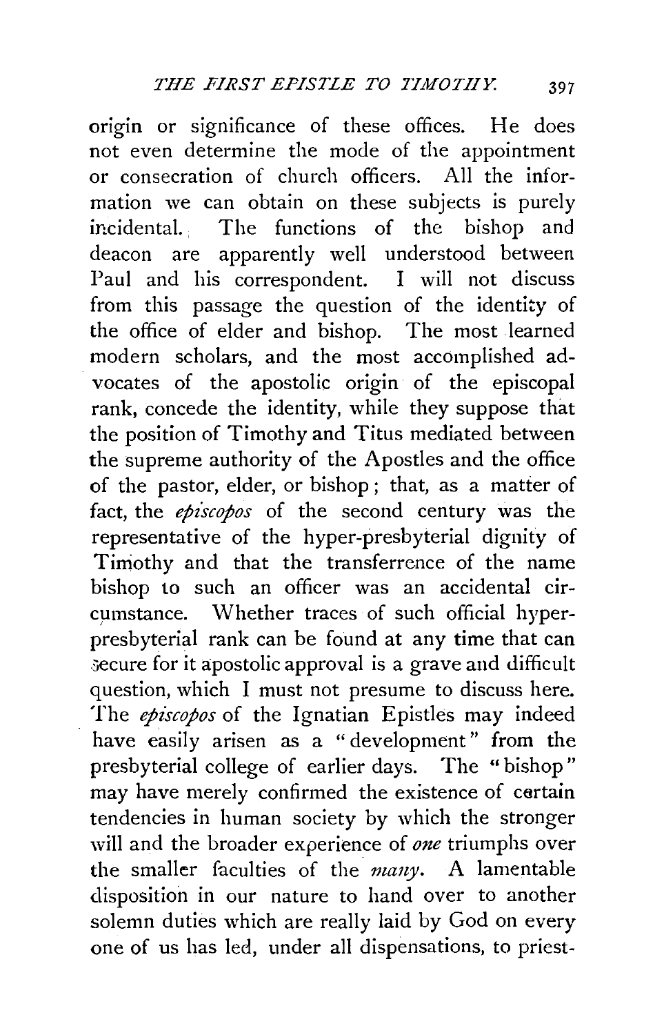origin or significance of these offices. He does not even determine the mode of the appointment or consecration of church officers. All the information we can obtain on these subjects is purely incidental. The functions of the bishop and deacon are apparently well understood between Paul and his correspondent. I will not discuss from this passage the question of the identity of the office of elder and bishop. The most learned modern scholars, and the most accomplished advocates of the apostolic origin of the episcopal rank, concede the identity, while they suppose that the position of Timothy and Titus mediated between the supreme authority of the Apostles and the office of the pastor, elder, or bishop; that, as a matter of fact, the *episcopos* of the second century was the representative of the hyper-presbyterial dignity of Timothy and that the transferrence of the name bishop to such an officer was an accidental circumstance. Whether traces of such official hyper-presbyterial rank can be found at any time that can secure for it apostolic approval is a grave and difficult question, which I must not presume to discuss here. The *episcopos* of the Ignatian Epistles may indeed have easily arisen as a "development" from the presbyterial college of earlier days. The "bishop" may have merely confirmed the existence of certain tendencies in human society by which the stronger will and the broader experience of *one* triumphs over the smaller faculties of the *many*. A lamentable disposition in our nature to hand over to another solemn duties which are really laid by God on every one of us has led, under all dispensations, to priest-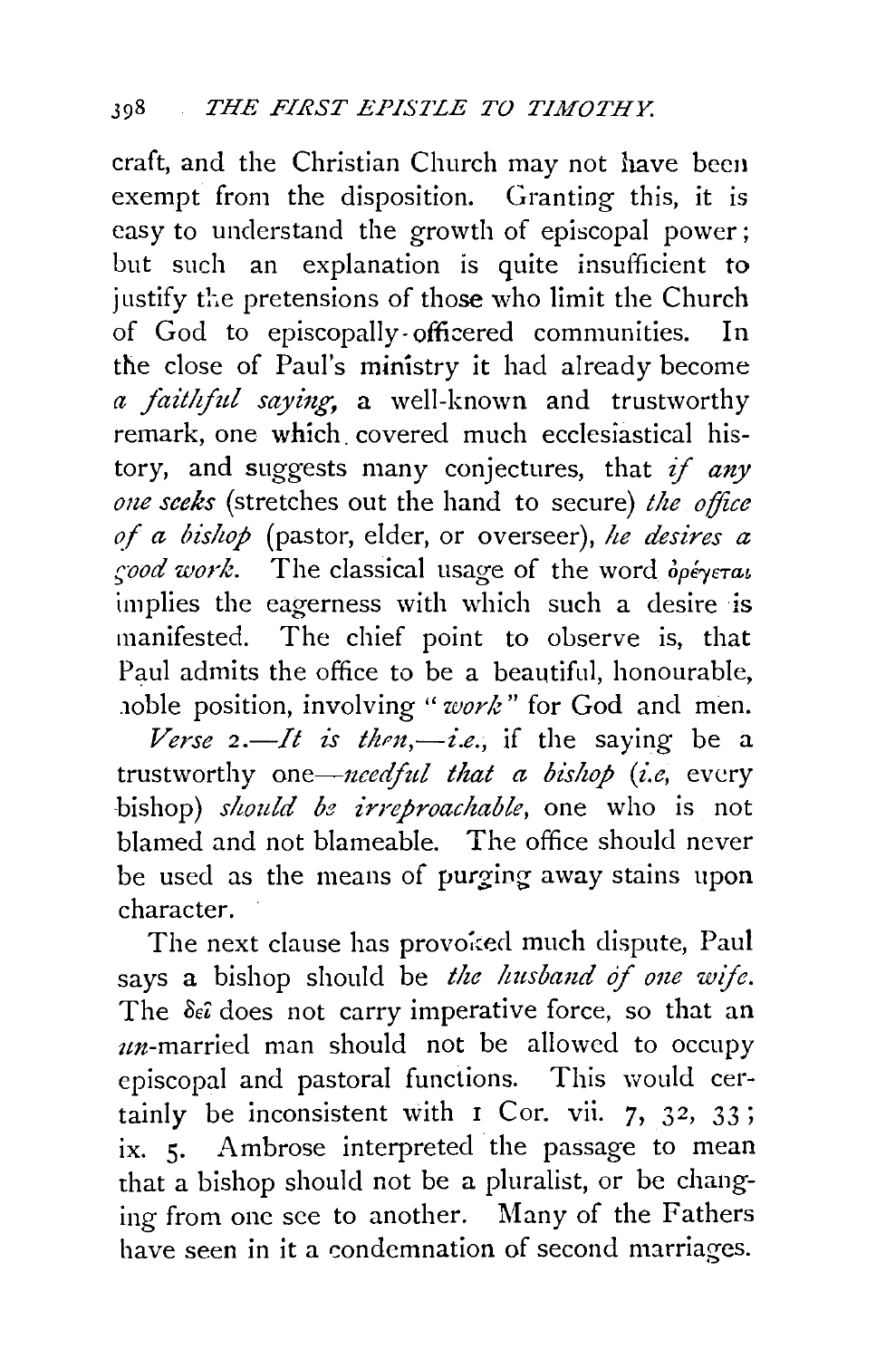craft, and the Christian Church may not have been exempt from the disposition. Granting this, it is easy to understand the growth of episcopal power; but such an explanation is quite insufficient to justify the pretensions of those who limit the Church of God to episcopally-officered communities. In the close of Paul's ministry it had already become *a faithful saying*, a well-known and trustworthy remark, one which covered much ecclesiastical history, and suggests many conjectures, that *if any one seeks* (stretches out the hand to secure) *the office of a bishop* (pastor, elder, or overseer), *he desires a good work*. The classical usage of the word ὀρέγεται implies the eagerness with which such a desire is manifested. The chief point to observe is, that Paul admits the office to be a beautiful, honourable, noble position, involving "*work*" for God and men.

*Verse* 2.—*It is then*,—*i.e.*, if the saying be a trustworthy one—*needful that a bishop* (*i.e*, every bishop) *should be irreproachable*, one who is not blamed and not blameable. The office should never be used as the means of purging away stains upon character.

The next clause has provoked much dispute, Paul says a bishop should be *the husband of one wife*. The δεῖ does not carry imperative force, so that an *un*-married man should not be allowed to occupy episcopal and pastoral functions. This would certainly be inconsistent with 1 Cor. vii. 7, 32, 33; ix. 5. Ambrose interpreted the passage to mean that a bishop should not be a pluralist, or be changing from one see to another. Many of the Fathers have seen in it a condemnation of second marriages.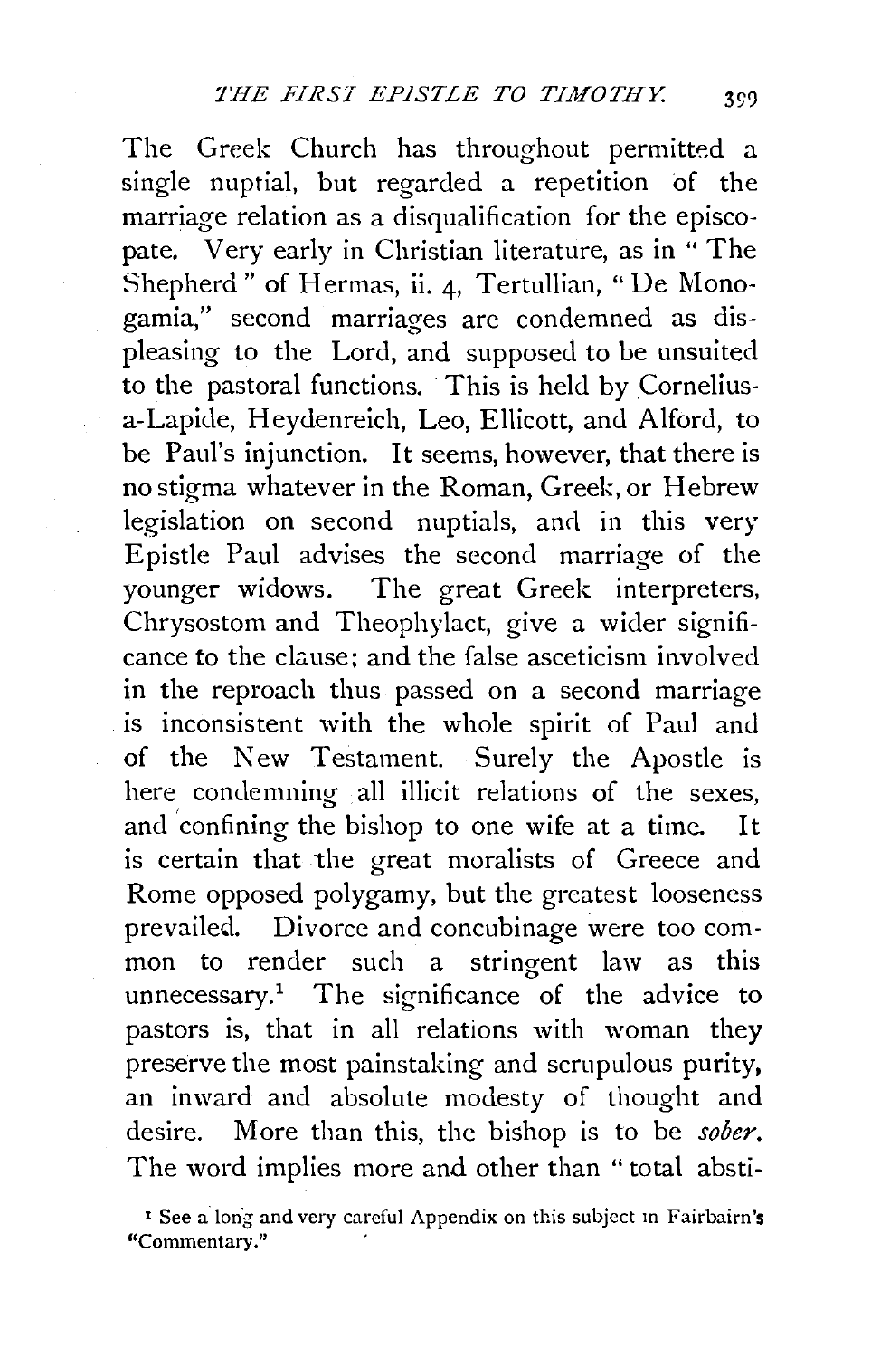The Greek Church has throughout permitted a single nuptial, but regarded a repetition of the marriage relation as a disqualification for the episcopate. Very early in Christian literature, as in "The Shepherd" of Hermas, ii. 4, Tertullian, "De Monogamia," second marriages are condemned as displeasing to the Lord, and supposed to be unsuited to the pastoral functions. This is held by Cornelius-a-Lapide, Heydenreich, Leo, Ellicott, and Alford, to be Paul's injunction. It seems, however, that there is no stigma whatever in the Roman, Greek, or Hebrew legislation on second nuptials, and in this very Epistle Paul advises the second marriage of the younger widows. The great Greek interpreters, Chrysostom and Theophylact, give a wider significance to the clause; and the false asceticism involved in the reproach thus passed on a second marriage is inconsistent with the whole spirit of Paul and of the New Testament. Surely the Apostle is here condemning all illicit relations of the sexes, and confining the bishop to one wife at a time. It is certain that the great moralists of Greece and Rome opposed polygamy, but the greatest looseness prevailed. Divorce and concubinage were too common to render such a stringent law as this unnecessary.[1] The significance of the advice to pastors is, that in all relations with woman they preserve the most painstaking and scrupulous purity, an inward and absolute modesty of thought and desire. More than this, the bishop is to be *sober*. The word implies more and other than "total absti-

[1] See a long and very careful Appendix on this subject in Fairbairn's "Commentary."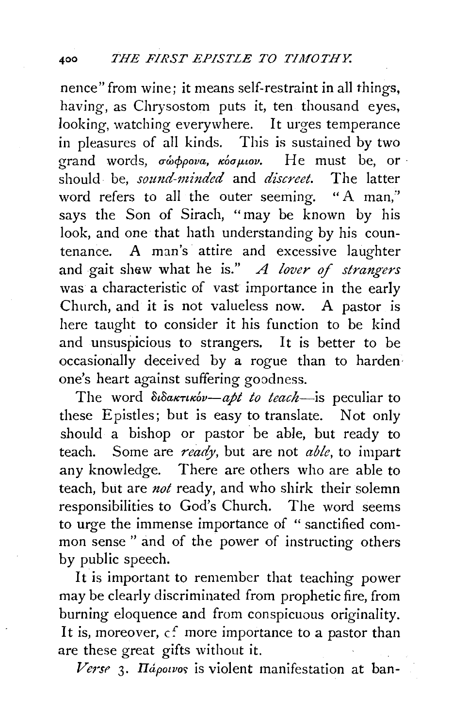nence" from wine; it means self-restraint in all things, having, as Chrysostom puts it, ten thousand eyes, looking, watching everywhere. It urges temperance in pleasures of all kinds. This is sustained by two grand words, *σώφρονα, κόσμιον.* He must be, or should be, *sound-minded* and *discreet.* The latter word refers to all the outer seeming. "A man," says the Son of Sirach, "may be known by his look, and one that hath understanding by his countenance. A man's attire and excessive laughter and gait shew what he is." *A lover of strangers* was a characteristic of vast importance in the early Church, and it is not valueless now. A pastor is here taught to consider it his function to be kind and unsuspicious to strangers. It is better to be occasionally deceived by a rogue than to harden one's heart against suffering goodness.

The word *διδακτικόν*—*apt to teach*—is peculiar to these Epistles; but is easy to translate. Not only should a bishop or pastor be able, but ready to teach. Some are *ready*, but are not *able*, to impart any knowledge. There are others who are able to teach, but are *not* ready, and who shirk their solemn responsibilities to God's Church. The word seems to urge the immense importance of "sanctified common sense" and of the power of instructing others by public speech.

It is important to remember that teaching power may be clearly discriminated from prophetic fire, from burning eloquence and from conspicuous originality. It is, moreover, of more importance to a pastor than are these great gifts without it.

*Verse* 3. *Πάροινος* is violent manifestation at ban-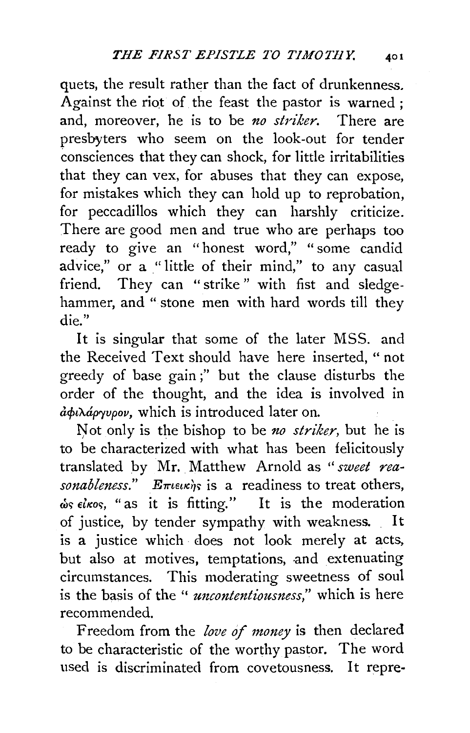quets, the result rather than the fact of drunkenness. Against the riot of the feast the pastor is warned; and, moreover, he is to be *no striker.* There are presbyters who seem on the look-out for tender consciences that they can shock, for little irritabilities that they can vex, for abuses that they can expose, for mistakes which they can hold up to reprobation, for peccadillos which they can harshly criticize. There are good men and true who are perhaps too ready to give an "honest word," "some candid advice," or a "little of their mind," to any casual friend. They can "strike" with fist and sledge-hammer, and "stone men with hard words till they die."

It is singular that some of the later MSS. and the Received Text should have here inserted, "not greedy of base gain;" but the clause disturbs the order of the thought, and the idea is involved in ἀφιλάργυρον, which is introduced later on.

Not only is the bishop to be *no striker,* but he is to be characterized with what has been felicitously translated by Mr. Matthew Arnold as "*sweet reasonableness.*" Ἐπιεικὴς is a readiness to treat others, ὡς εἰκος, "as it is fitting." It is the moderation of justice, by tender sympathy with weakness. It is a justice which does not look merely at acts, but also at motives, temptations, and extenuating circumstances. This moderating sweetness of soul is the basis of the "*uncontentiousness,*" which is here recommended.

Freedom from the *love of money* is then declared to be characteristic of the worthy pastor. The word used is discriminated from covetousness. It repre-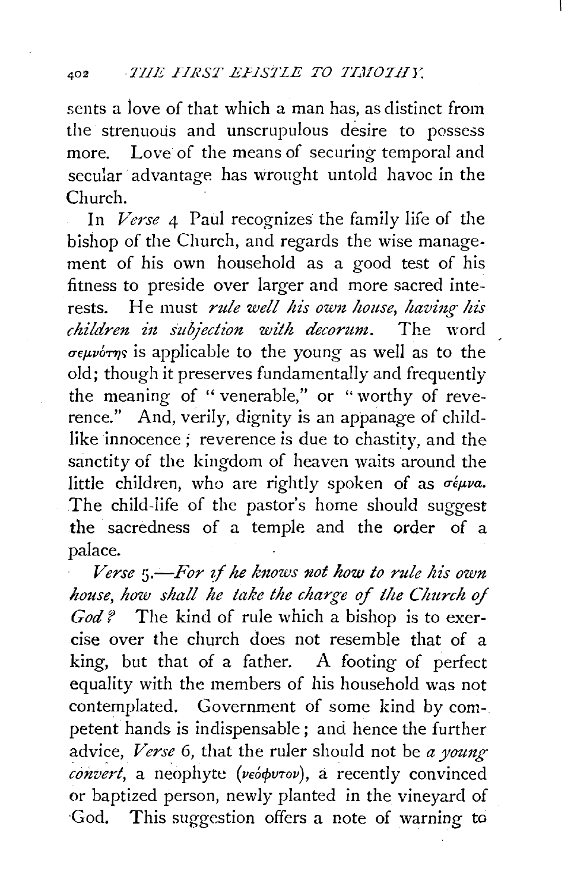sents a love of that which a man has, as distinct from the strenuous and unscrupulous desire to possess more. Love of the means of securing temporal and secular advantage has wrought untold havoc in the Church.

In *Verse* 4 Paul recognizes the family life of the bishop of the Church, and regards the wise management of his own household as a good test of his fitness to preside over larger and more sacred interests. He must *rule well his own house, having his children in subjection with decorum*. The word σεμνότης is applicable to the young as well as to the old; though it preserves fundamentally and frequently the meaning of "venerable," or "worthy of reverence." And, verily, dignity is an appanage of child-like innocence; reverence is due to chastity, and the sanctity of the kingdom of heaven waits around the little children, who are rightly spoken of as σέμνα. The child-life of the pastor's home should suggest the sacredness of a temple and the order of a palace.

*Verse* 5.—*For if he knows not how to rule his own house, how shall he take the charge of the Church of God?* The kind of rule which a bishop is to exercise over the church does not resemble that of a king, but that of a father. A footing of perfect equality with the members of his household was not contemplated. Government of some kind by competent hands is indispensable; and hence the further advice, *Verse* 6, that the ruler should not be *a young convert*, a neophyte (νεόφυτον), a recently convinced or baptized person, newly planted in the vineyard of God. This suggestion offers a note of warning to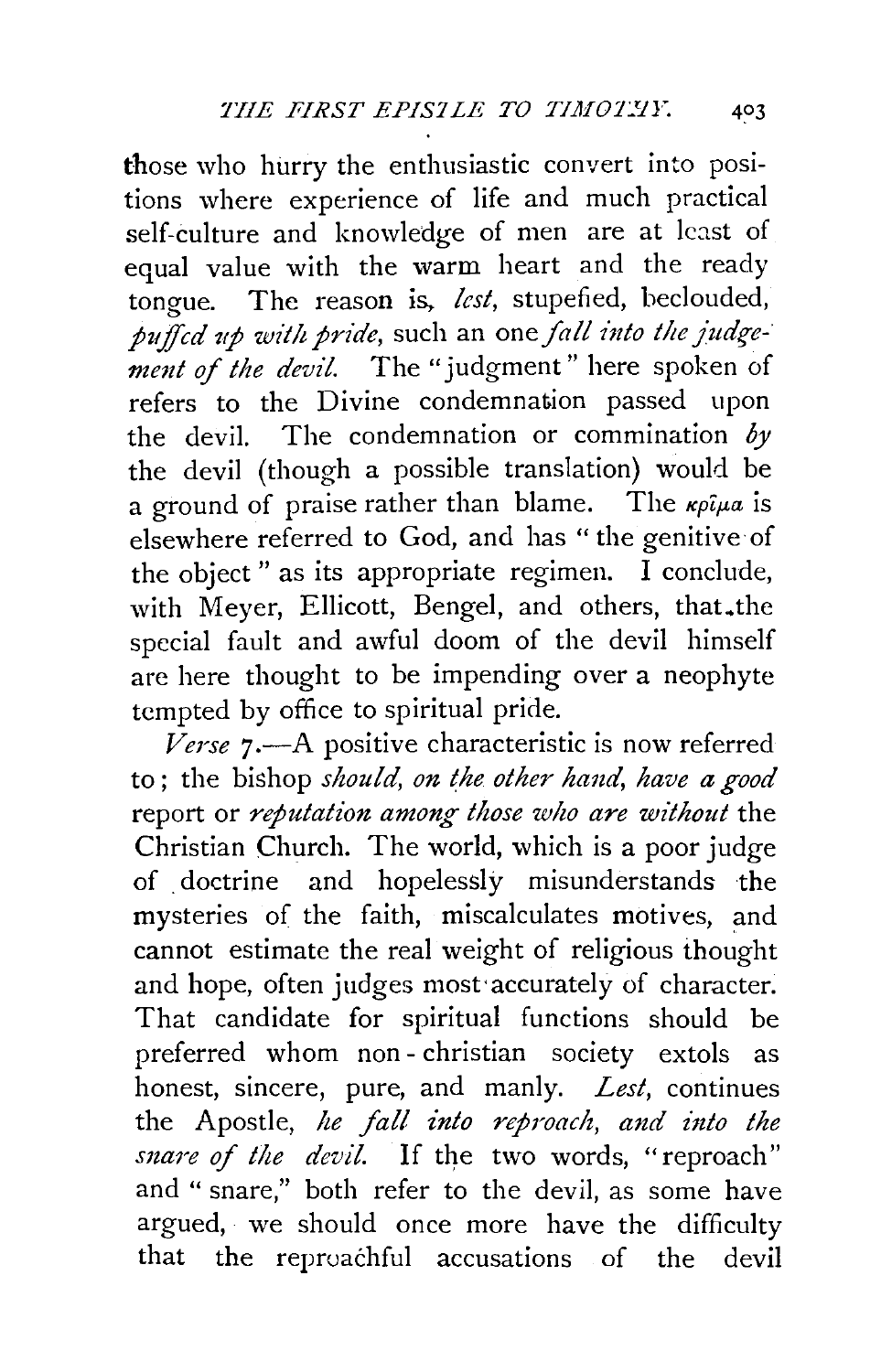those who hurry the enthusiastic convert into positions where experience of life and much practical self-culture and knowledge of men are at least of equal value with the warm heart and the ready tongue. The reason is, *lest*, stupefied, beclouded, *puffed up with pride*, such an one *fall into the judgement of the devil.* The "judgment" here spoken of refers to the Divine condemnation passed upon the devil. The condemnation or commination *by* the devil (though a possible translation) would be a ground of praise rather than blame. The κρῖμα is elsewhere referred to God, and has "the genitive of the object" as its appropriate regimen. I conclude, with Meyer, Ellicott, Bengel, and others, that the special fault and awful doom of the devil himself are here thought to be impending over a neophyte tempted by office to spiritual pride.

*Verse* 7.—A positive characteristic is now referred to; the bishop *should, on the other hand, have a good* report or *reputation among those who are without* the Christian Church. The world, which is a poor judge of doctrine and hopelessly misunderstands the mysteries of the faith, miscalculates motives, and cannot estimate the real weight of religious thought and hope, often judges most accurately of character. That candidate for spiritual functions should be preferred whom non-christian society extols as honest, sincere, pure, and manly. *Lest,* continues the Apostle, *he fall into reproach, and into the snare of the devil.* If the two words, "reproach" and "snare," both refer to the devil, as some have argued, we should once more have the difficulty that the reproachful accusations of the devil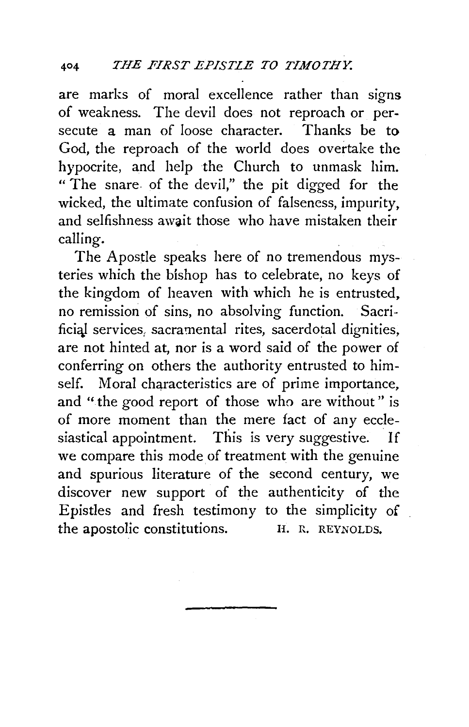are marks of moral excellence rather than signs of weakness. The devil does not reproach or persecute a man of loose character. Thanks be to God, the reproach of the world does overtake the hypocrite, and help the Church to unmask him. "The snare of the devil," the pit digged for the wicked, the ultimate confusion of falseness, impurity, and selfishness await those who have mistaken their calling.

The Apostle speaks here of no tremendous mysteries which the bishop has to celebrate, no keys of the kingdom of heaven with which he is entrusted, no remission of sins, no absolving function. Sacrificial services, sacramental rites, sacerdotal dignities, are not hinted at, nor is a word said of the power of conferring on others the authority entrusted to himself. Moral characteristics are of prime importance, and "the good report of those who are without" is of more moment than the mere fact of any ecclesiastical appointment. This is very suggestive. If we compare this mode of treatment with the genuine and spurious literature of the second century, we discover new support of the authenticity of the Epistles and fresh testimony to the simplicity of the apostolic constitutions.

H. R. REYNOLDS.